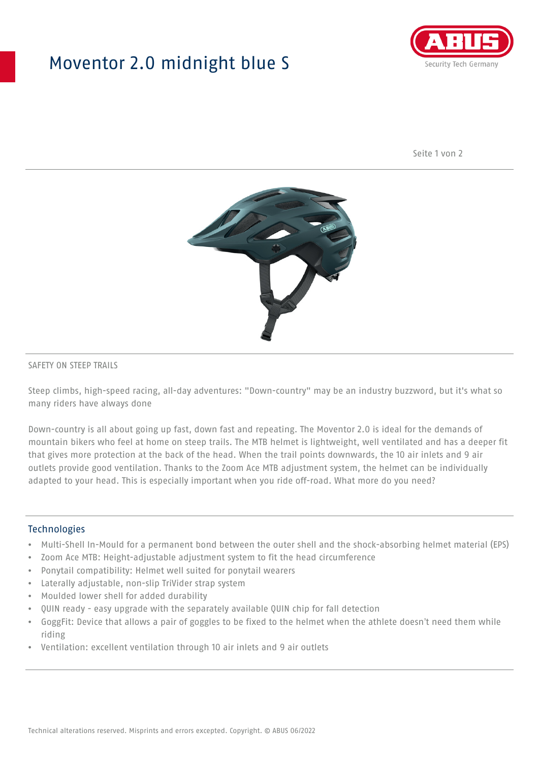# Moventor 2.0 midnight blue S

SAFETY ON STEEP TRAILS

Steep climbs, high-speed racing, all-day adventures: "Down-country" may be an industry buzzword, but it's what so many riders have always done

Down-country is all about going up fast, down fast and repeating. The Moventor 2.0 is ideal for the demands of mountain bikers who feel at home on steep trails. The MTB helmet is lightweight, well ventilated and has a deeper fit that gives more protection at the back of the head. When the trail points downwards, the 10 air inlets and 9 air outlets provide good ventilation. Thanks to the Zoom Ace MTB adjustment system, the helmet can be individually adapted to your head. This is especially important when you ride off-road. What more do you need?

## Technologies

- Multi-Shell In-Mould for a permanent bond between the outer shell and the shock-absorbing helmet material (EPS)
- Zoom Ace MTB: Height-adjustable adjustment system to fit the head circumference
- Ponytail compatibility: Helmet well suited for ponytail wearers
- Laterally adjustable, non-slip TriVider strap system
- Moulded lower shell for added durability
- QUIN ready - easy upgrade with the separately available QUIN chip for fall detection
- GoggFit: Device that allows a pair of goggles to be fixed to the helmet when the athlete doesn't need them while riding
- Ventilation: excellent ventilation through 10 air inlets and 9 air outlets

Technical alterations reserved. Misprints and errors excepted. Copyright. © ABUS 06/2022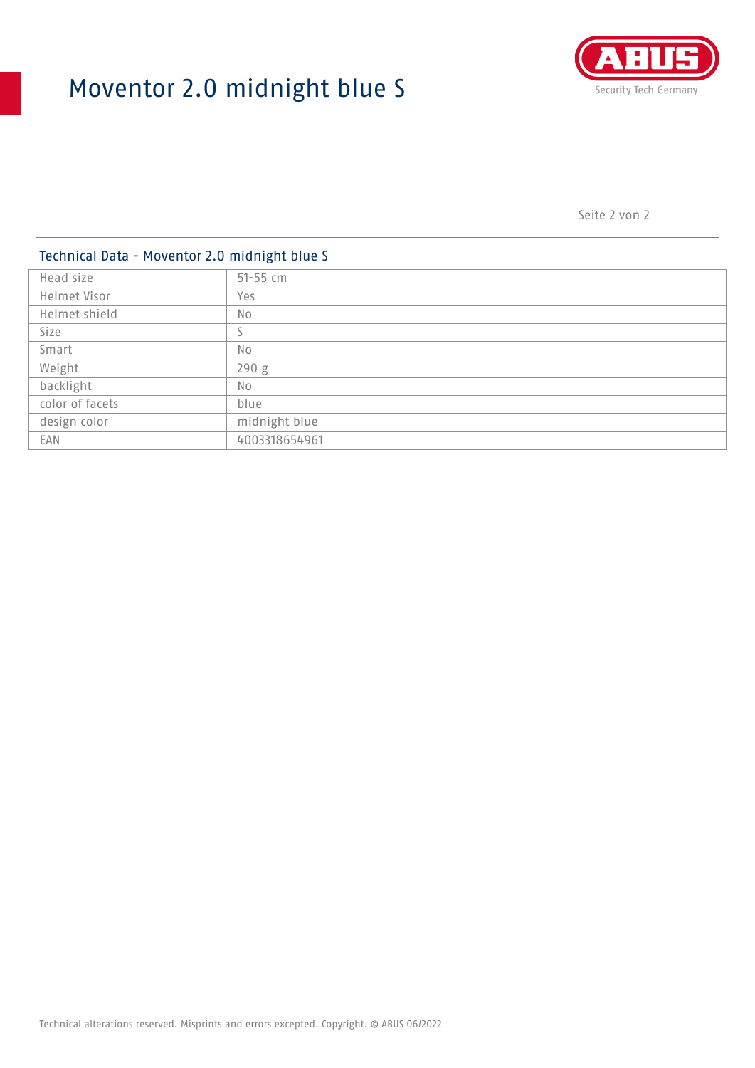# Moventor 2.0 midnight blue S

## Technical Data - Moventor 2.0 midnight blue S

| | |
|---|---|
| Head size | 51-55 cm |
| Helmet Visor | Yes |
| Helmet shield | No |
| Size | S |
| Smart | No |
| Weight | 290 g |
| backlight | No |
| color of facets | blue |
| design color | midnight blue |
| EAN | 4003318654961 |

Technical alterations reserved. Misprints and errors excepted. Copyright. © ABUS 06/2022